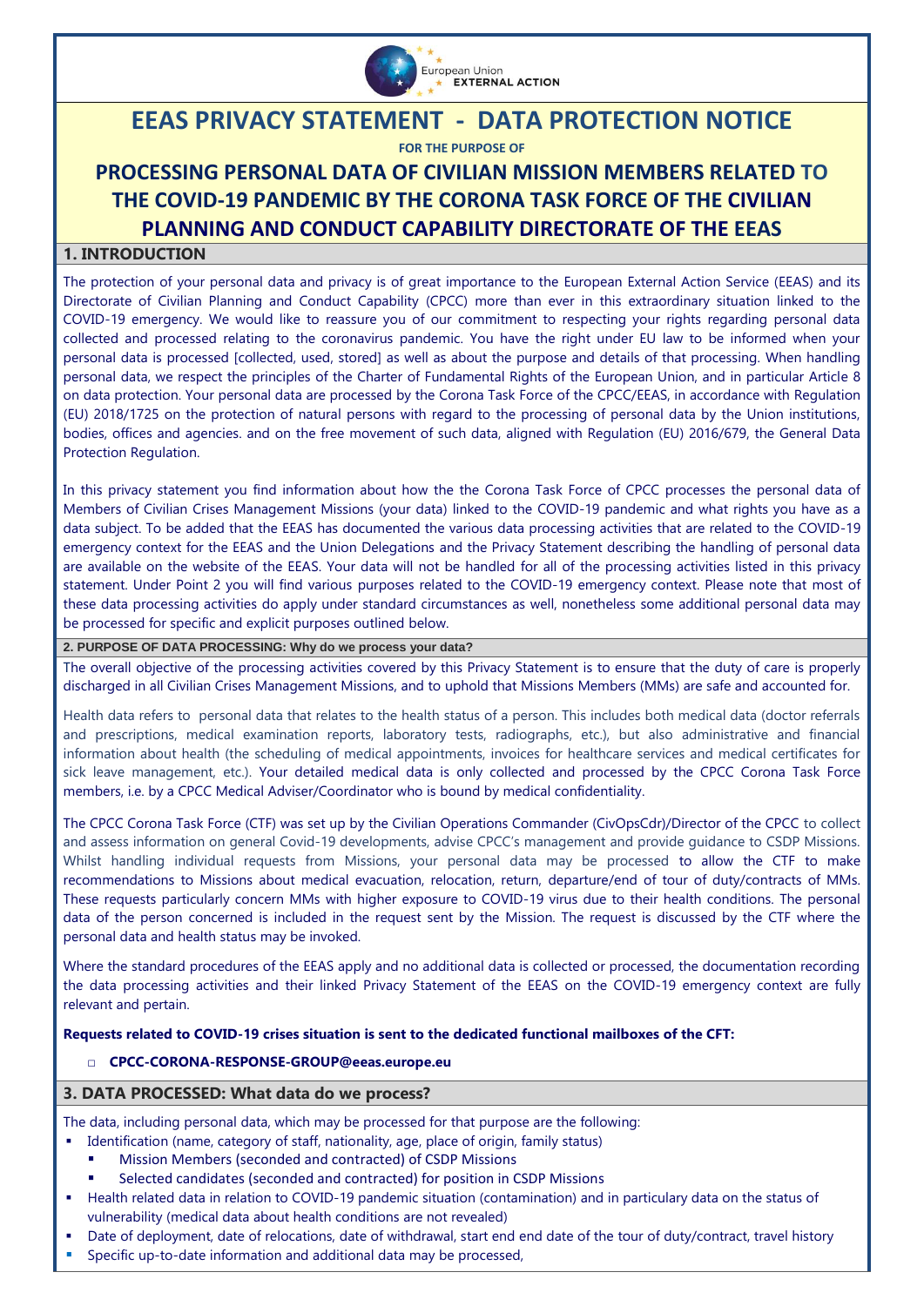# EEAS PRIVACY STATEMENT - DATA PROTECTION NOTICE

**FOR THE PURPOSE OF**

# PROCESSING PERSONAL DATA OF CIVILIAN MISSION MEMBERS RELATED TO THE COVID-19 PANDEMIC BY THE CORONA TASK FORCE OF THE CIVILIAN PLANNING AND CONDUCT CAPABILITY DIRECTORATE OF THE EEAS

## 1. INTRODUCTION

The protection of your personal data and privacy is of great importance to the European External Action Service (EEAS) and its Directorate of Civilian Planning and Conduct Capability (CPCC) more than ever in this extraordinary situation linked to the COVID-19 emergency. We would like to reassure you of our commitment to respecting your rights regarding personal data collected and processed relating to the coronavirus pandemic. You have the right under EU law to be informed when your personal data is processed [collected, used, stored] as well as about the purpose and details of that processing. When handling personal data, we respect the principles of the Charter of Fundamental Rights of the European Union, and in particular Article 8 on data protection. Your personal data are processed by the Corona Task Force of the CPCC/EEAS, in accordance with Regulation (EU) 2018/1725 on the protection of natural persons with regard to the processing of personal data by the Union institutions, bodies, offices and agencies. and on the free movement of such data, aligned with Regulation (EU) 2016/679, the General Data Protection Regulation.

In this privacy statement you find information about how the the Corona Task Force of CPCC processes the personal data of Members of Civilian Crises Management Missions (your data) linked to the COVID-19 pandemic and what rights you have as a data subject. To be added that the EEAS has documented the various data processing activities that are related to the COVID-19 emergency context for the EEAS and the Union Delegations and the Privacy Statement describing the handling of personal data are available on the website of the EEAS. Your data will not be handled for all of the processing activities listed in this privacy statement. Under Point 2 you will find various purposes related to the COVID-19 emergency context. Please note that most of these data processing activities do apply under standard circumstances as well, nonetheless some additional personal data may be processed for specific and explicit purposes outlined below.

## 2. PURPOSE OF DATA PROCESSING: Why do we process your data?

The overall objective of the processing activities covered by this Privacy Statement is to ensure that the duty of care is properly discharged in all Civilian Crises Management Missions, and to uphold that Missions Members (MMs) are safe and accounted for.

Health data refers to personal data that relates to the health status of a person. This includes both medical data (doctor referrals and prescriptions, medical examination reports, laboratory tests, radiographs, etc.), but also administrative and financial information about health (the scheduling of medical appointments, invoices for healthcare services and medical certificates for sick leave management, etc.). Your detailed medical data is only collected and processed by the CPCC Corona Task Force members, i.e. by a CPCC Medical Adviser/Coordinator who is bound by medical confidentiality.

The CPCC Corona Task Force (CTF) was set up by the Civilian Operations Commander (CivOpsCdr)/Director of the CPCC to collect and assess information on general Covid-19 developments, advise CPCC's management and provide guidance to CSDP Missions. Whilst handling individual requests from Missions, your personal data may be processed to allow the CTF to make recommendations to Missions about medical evacuation, relocation, return, departure/end of tour of duty/contracts of MMs. These requests particularly concern MMs with higher exposure to COVID-19 virus due to their health conditions. The personal data of the person concerned is included in the request sent by the Mission. The request is discussed by the CTF where the personal data and health status may be invoked.

Where the standard procedures of the EEAS apply and no additional data is collected or processed, the documentation recording the data processing activities and their linked Privacy Statement of the EEAS on the COVID-19 emergency context are fully relevant and pertain.

**Requests related to COVID-19 crises situation is sent to the dedicated functional mailboxes of the CFT:**

- **CPCC-CORONA-RESPONSE-GROUP@eeas.europa.eu**

## 3. DATA PROCESSED: What data do we process?

The data, including personal data, which may be processed for that purpose are the following:

- Identification (name, category of staff, nationality, age, place of origin, family status)
  - Mission Members (seconded and contracted) of CSDP Missions
  - Selected candidates (seconded and contracted) for position in CSDP Missions
- Health related data in relation to COVID-19 pandemic situation (contamination) and in particular data on the status of vulnerability (medical data about health conditions are not revealed)
- Date of deployment, date of relocations, date of withdrawal, start end end date of the tour of duty/contract, travel history
- Specific up-to-date information and additional data may be processed,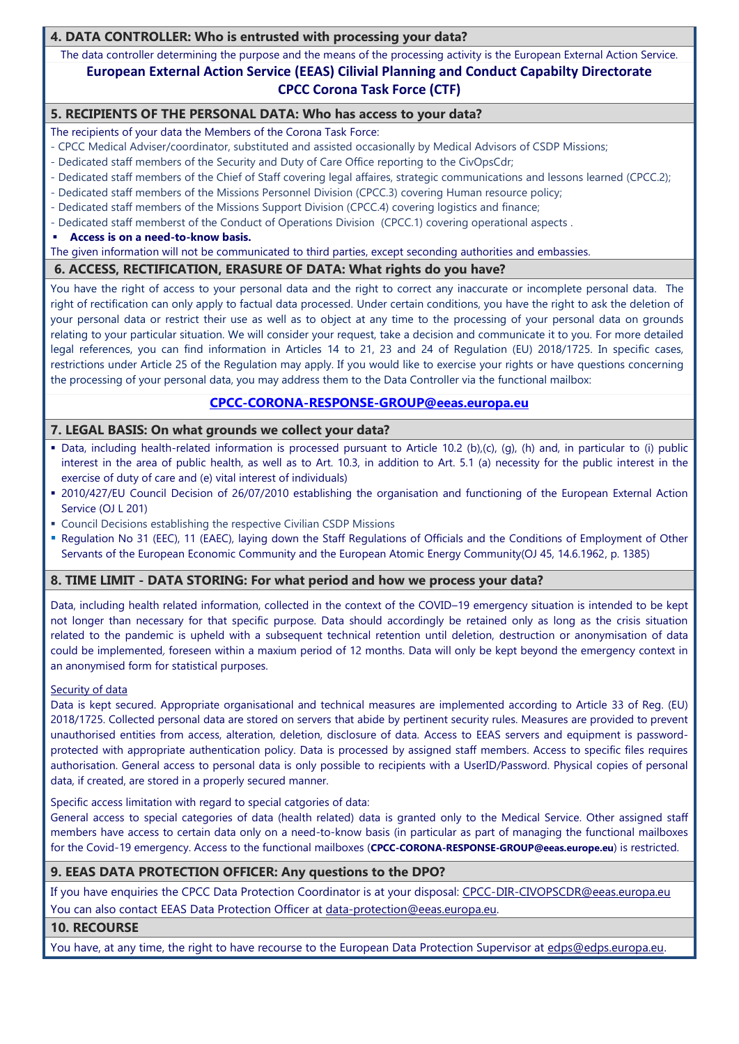## 4. DATA CONTROLLER: Who is entrusted with processing your data?

The data controller determining the purpose and the means of the processing activity is the European External Action Service.

**European External Action Service (EEAS) Cilivial Planning and Conduct Capabilty Directorate**
**CPCC Corona Task Force (CTF)**

## 5. RECIPIENTS OF THE PERSONAL DATA: Who has access to your data?

The recipients of your data the Members of the Corona Task Force:

- CPCC Medical Adviser/coordinator, substituted and assisted occasionally by Medical Advisors of CSDP Missions;
- Dedicated staff members of the Security and Duty of Care Office reporting to the CivOpsCdr;
- Dedicated staff members of the Chief of Staff covering legal affaires, strategic communications and lessons learned (CPCC.2);
- Dedicated staff members of the Missions Personnel Division (CPCC.3) covering Human resource policy;
- Dedicated staff members of the Missions Support Division (CPCC.4) covering logistics and finance;
- Dedicated staff memberst of the Conduct of Operations Division (CPCC.1) covering operational aspects .

▪ **Access is on a need-to-know basis.**

The given information will not be communicated to third parties, except seconding authorities and embassies.

## 6. ACCESS, RECTIFICATION, ERASURE OF DATA: What rights do you have?

You have the right of access to your personal data and the right to correct any inaccurate or incomplete personal data. The right of rectification can only apply to factual data processed. Under certain conditions, you have the right to ask the deletion of your personal data or restrict their use as well as to object at any time to the processing of your personal data on grounds relating to your particular situation. We will consider your request, take a decision and communicate it to you. For more detailed legal references, you can find information in Articles 14 to 21, 23 and 24 of Regulation (EU) 2018/1725. In specific cases, restrictions under Article 25 of the Regulation may apply. If you would like to exercise your rights or have questions concerning the processing of your personal data, you may address them to the Data Controller via the functional mailbox:

**CPCC-CORONA-RESPONSE-GROUP@eeas.europa.eu**

## 7. LEGAL BASIS: On what grounds we collect your data?

- Data, including health-related information is processed pursuant to Article 10.2 (b),(c), (g), (h) and, in particular to (i) public interest in the area of public health, as well as to Art. 10.3, in addition to Art. 5.1 (a) necessity for the public interest in the exercise of duty of care and (e) vital interest of individuals)
- 2010/427/EU Council Decision of 26/07/2010 establishing the organisation and functioning of the European External Action Service (OJ L 201)
- Council Decisions establishing the respective Civilian CSDP Missions
- Regulation No 31 (EEC), 11 (EAEC), laying down the Staff Regulations of Officials and the Conditions of Employment of Other Servants of the European Economic Community and the European Atomic Energy Community(OJ 45, 14.6.1962, p. 1385)

## 8. TIME LIMIT - DATA STORING: For what period and how we process your data?

Data, including health related information, collected in the context of the COVID–19 emergency situation is intended to be kept not longer than necessary for that specific purpose. Data should accordingly be retained only as long as the crisis situation related to the pandemic is upheld with a subsequent technical retention until deletion, destruction or anonymisation of data could be implemented, foreseen within a maxium period of 12 months. Data will only be kept beyond the emergency context in an anonymised form for statistical purposes.

Security of data

Data is kept secured. Appropriate organisational and technical measures are implemented according to Article 33 of Reg. (EU) 2018/1725. Collected personal data are stored on servers that abide by pertinent security rules. Measures are provided to prevent unauthorised entities from access, alteration, deletion, disclosure of data. Access to EEAS servers and equipment is password-protected with appropriate authentication policy. Data is processed by assigned staff members. Access to specific files requires authorisation. General access to personal data is only possible to recipients with a UserID/Password. Physical copies of personal data, if created, are stored in a properly secured manner.

Specific access limitation with regard to special catgories of data:

General access to special categories of data (health related) data is granted only to the Medical Service. Other assigned staff members have access to certain data only on a need-to-know basis (in particular as part of managing the functional mailboxes for the Covid-19 emergency. Access to the functional mailboxes (**CPCC-CORONA-RESPONSE-GROUP@eeas.europe.eu**) is restricted.

## 9. EEAS DATA PROTECTION OFFICER: Any questions to the DPO?

If you have enquiries the CPCC Data Protection Coordinator is at your disposal: CPCC-DIR-CIVOPSCDR@eeas.europa.eu

You can also contact EEAS Data Protection Officer at data-protection@eeas.europa.eu.

## 10. RECOURSE

You have, at any time, the right to have recourse to the European Data Protection Supervisor at edps@edps.europa.eu.